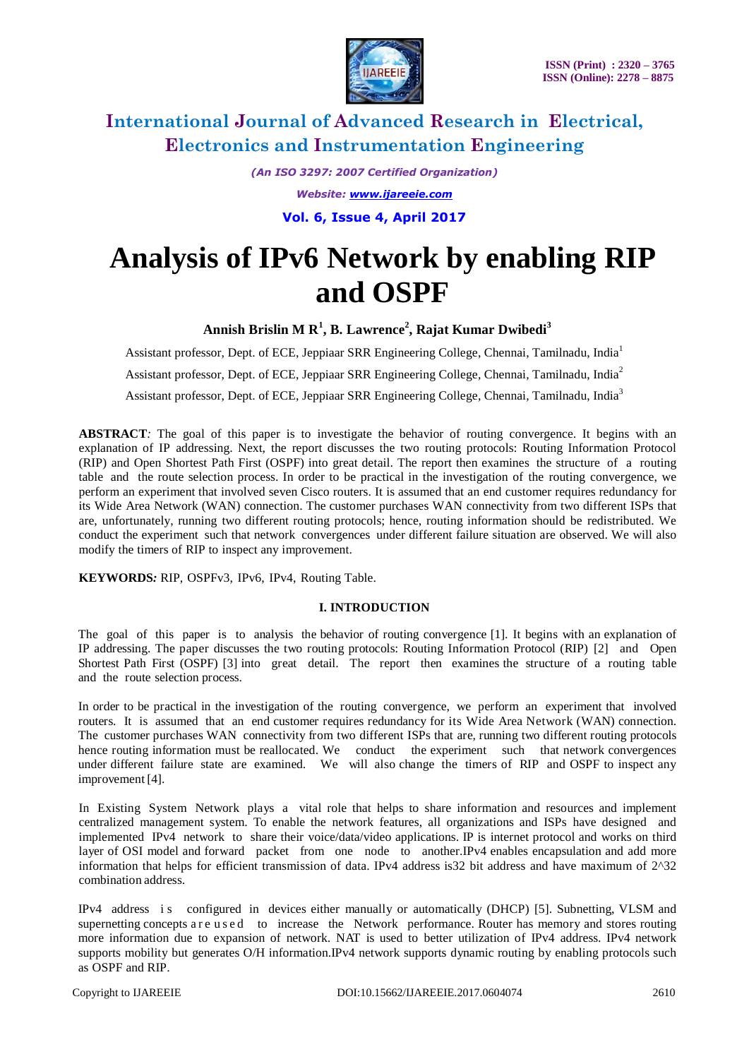# Analysis of IPv6 Network by enabling RIP and OSPF

**Annish Brislin M R[1], B. Lawrence[2], Rajat Kumar Dwibedi[3]**

Assistant professor, Dept. of ECE, Jeppiaar SRR Engineering College, Chennai, Tamilnadu, India[1]

Assistant professor, Dept. of ECE, Jeppiaar SRR Engineering College, Chennai, Tamilnadu, India[2]

Assistant professor, Dept. of ECE, Jeppiaar SRR Engineering College, Chennai, Tamilnadu, India[3]

**ABSTRACT***:* The goal of this paper is to investigate the behavior of routing convergence. It begins with an explanation of IP addressing. Next, the report discusses the two routing protocols: Routing Information Protocol (RIP) and Open Shortest Path First (OSPF) into great detail. The report then examines the structure of a routing table and the route selection process. In order to be practical in the investigation of the routing convergence, we perform an experiment that involved seven Cisco routers. It is assumed that an end customer requires redundancy for its Wide Area Network (WAN) connection. The customer purchases WAN connectivity from two different ISPs that are, unfortunately, running two different routing protocols; hence, routing information should be redistributed. We conduct the experiment such that network convergences under different failure situation are observed. We will also modify the timers of RIP to inspect any improvement.

**KEYWORDS***:* RIP, OSPFv3, IPv6, IPv4, Routing Table.

## I. INTRODUCTION

The goal of this paper is to analysis the behavior of routing convergence [1]. It begins with an explanation of IP addressing. The paper discusses the two routing protocols: Routing Information Protocol (RIP) [2] and Open Shortest Path First (OSPF) [3] into great detail. The report then examines the structure of a routing table and the route selection process.

In order to be practical in the investigation of the routing convergence, we perform an experiment that involved routers. It is assumed that an end customer requires redundancy for its Wide Area Network (WAN) connection. The customer purchases WAN connectivity from two different ISPs that are, running two different routing protocols hence routing information must be reallocated. We conduct the experiment such that network convergences under different failure state are examined. We will also change the timers of RIP and OSPF to inspect any improvement [4].

In Existing System Network plays a vital role that helps to share information and resources and implement centralized management system. To enable the network features, all organizations and ISPs have designed and implemented IPv4 network to share their voice/data/video applications. IP is internet protocol and works on third layer of OSI model and forward packet from one node to another.IPv4 enables encapsulation and add more information that helps for efficient transmission of data. IPv4 address is32 bit address and have maximum of 2^32 combination address.

IPv4 address is configured in devices either manually or automatically (DHCP) [5]. Subnetting, VLSM and supernetting concepts are used to increase the Network performance. Router has memory and stores routing more information due to expansion of network. NAT is used to better utilization of IPv4 address. IPv4 network supports mobility but generates O/H information.IPv4 network supports dynamic routing by enabling protocols such as OSPF and RIP.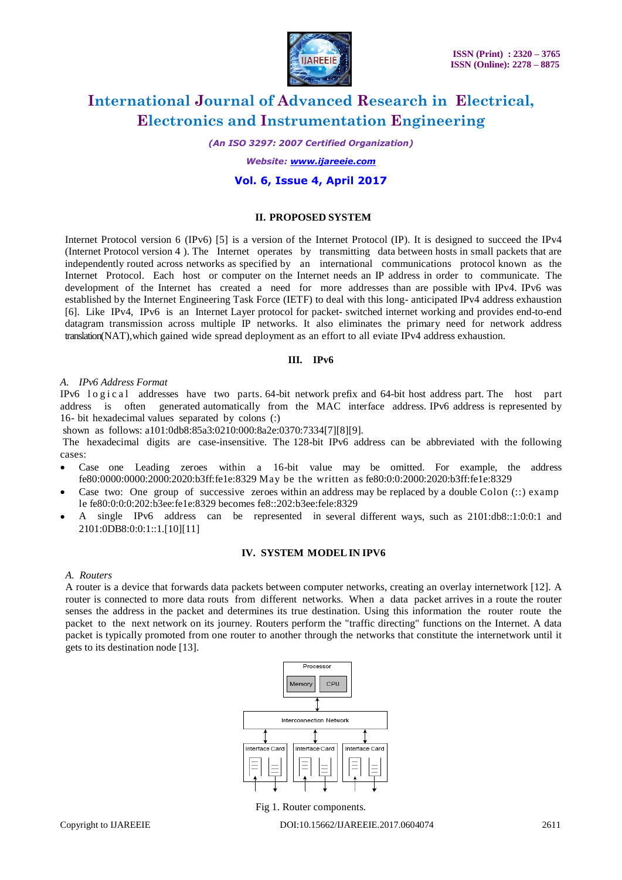## II. PROPOSED SYSTEM

Internet Protocol version 6 (IPv6) [5] is a version of the Internet Protocol (IP). It is designed to succeed the IPv4 (Internet Protocol version 4 ). The Internet operates by transmitting data between hosts in small packets that are independently routed across networks as specified by an international communications protocol known as the Internet Protocol. Each host or computer on the Internet needs an IP address in order to communicate. The development of the Internet has created a need for more addresses than are possible with IPv4. IPv6 was established by the Internet Engineering Task Force (IETF) to deal with this long- anticipated IPv4 address exhaustion [6]. Like IPv4, IPv6 is an Internet Layer protocol for packet- switched internet working and provides end-to-end datagram transmission across multiple IP networks. It also eliminates the primary need for network address translation(NAT),which gained wide spread deployment as an effort to all eviate IPv4 address exhaustion.

## III. IPv6

*A. IPv6 Address Format*

IPv6 logical addresses have two parts. 64-bit network prefix and 64-bit host address part. The host part address is often generated automatically from the MAC interface address. IPv6 address is represented by 16- bit hexadecimal values separated by colons (:)

shown as follows: a101:0db8:85a3:0210:000:8a2e:0370:7334[7][8][9].

The hexadecimal digits are case-insensitive. The 128-bit IPv6 address can be abbreviated with the following cases:

- Case one Leading zeroes within a 16-bit value may be omitted. For example, the address fe80:0000:0000:2000:2020:b3ff:fe1e:8329 May be the written as fe80:0:0:2000:2020:b3ff:fe1e:8329
- Case two: One group of successive zeroes within an address may be replaced by a double Colon (::) examp le fe80:0:0:0:202:b3ee:fe1e:8329 becomes fe8::202:b3ee:fele:8329
- A single IPv6 address can be represented in several different ways, such as 2101:db8::1:0:0:1 and 2101:0DB8:0:0:1::1.[10][11]

## IV. SYSTEM MODEL IN IPV6

*A. Routers*

A router is a device that forwards data packets between computer networks, creating an overlay internetwork [12]. A router is connected to more data routs from different networks. When a data packet arrives in a route the router senses the address in the packet and determines its true destination. Using this information the router route the packet to the next network on its journey. Routers perform the "traffic directing" functions on the Internet. A data packet is typically promoted from one router to another through the networks that constitute the internetwork until it gets to its destination node [13].

Processor

Memory CPU

Interconnection Network

Interface Card Interface Card Interface Card

Fig 1. Router components.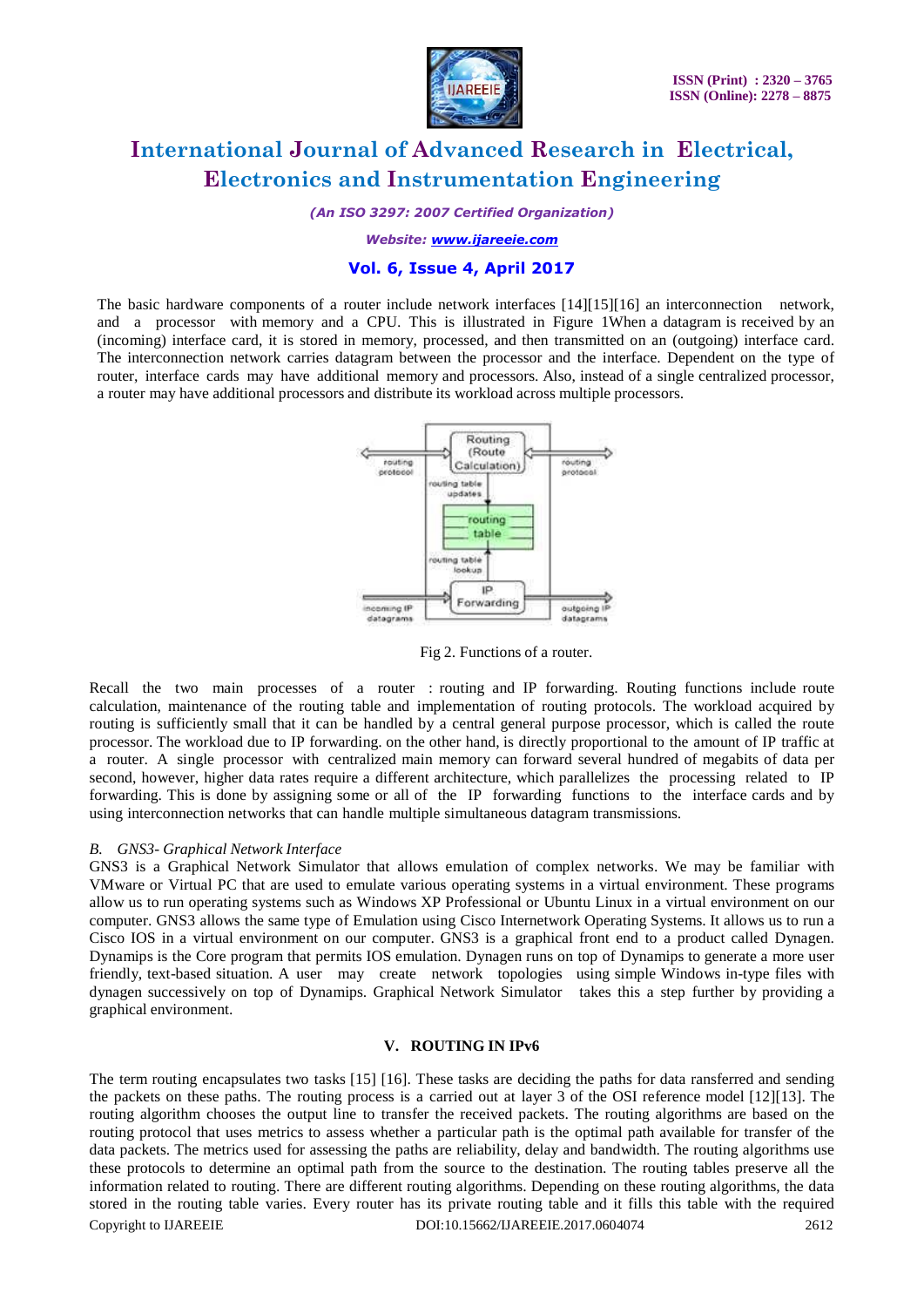The basic hardware components of a router include network interfaces [14][15][16] an interconnection network, and a processor with memory and a CPU. This is illustrated in Figure 1When a datagram is received by an (incoming) interface card, it is stored in memory, processed, and then transmitted on an (outgoing) interface card. The interconnection network carries datagram between the processor and the interface. Dependent on the type of router, interface cards may have additional memory and processors. Also, instead of a single centralized processor, a router may have additional processors and distribute its workload across multiple processors.

Fig 2. Functions of a router.

Recall the two main processes of a router : routing and IP forwarding. Routing functions include route calculation, maintenance of the routing table and implementation of routing protocols. The workload acquired by routing is sufficiently small that it can be handled by a central general purpose processor, which is called the route processor. The workload due to IP forwarding. on the other hand, is directly proportional to the amount of IP traffic at a router. A single processor with centralized main memory can forward several hundred of megabits of data per second, however, higher data rates require a different architecture, which parallelizes the processing related to IP forwarding. This is done by assigning some or all of the IP forwarding functions to the interface cards and by using interconnection networks that can handle multiple simultaneous datagram transmissions.

### *B. GNS3- Graphical Network Interface*

GNS3 is a Graphical Network Simulator that allows emulation of complex networks. We may be familiar with VMware or Virtual PC that are used to emulate various operating systems in a virtual environment. These programs allow us to run operating systems such as Windows XP Professional or Ubuntu Linux in a virtual environment on our computer. GNS3 allows the same type of Emulation using Cisco Internetwork Operating Systems. It allows us to run a Cisco IOS in a virtual environment on our computer. GNS3 is a graphical front end to a product called Dynagen. Dynamips is the Core program that permits IOS emulation. Dynagen runs on top of Dynamips to generate a more user friendly, text-based situation. A user may create network topologies using simple Windows in-type files with dynagen successively on top of Dynamips. Graphical Network Simulator takes this a step further by providing a graphical environment.

## V. ROUTING IN IPv6

The term routing encapsulates two tasks [15] [16]. These tasks are deciding the paths for data ransferred and sending the packets on these paths. The routing process is a carried out at layer 3 of the OSI reference model [12][13]. The routing algorithm chooses the output line to transfer the received packets. The routing algorithms are based on the routing protocol that uses metrics to assess whether a particular path is the optimal path available for transfer of the data packets. The metrics used for assessing the paths are reliability, delay and bandwidth. The routing algorithms use these protocols to determine an optimal path from the source to the destination. The routing tables preserve all the information related to routing. There are different routing algorithms. Depending on these routing algorithms, the data stored in the routing table varies. Every router has its private routing table and it fills this table with the required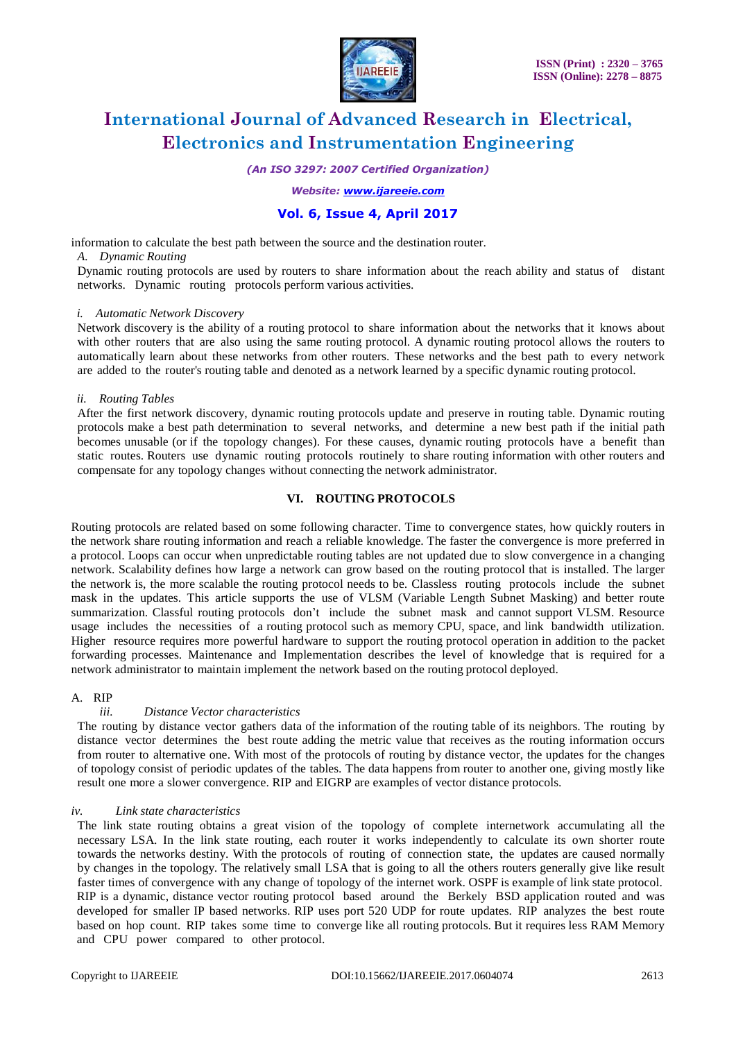information to calculate the best path between the source and the destination router.

*A. Dynamic Routing*

Dynamic routing protocols are used by routers to share information about the reach ability and status of distant networks. Dynamic routing protocols perform various activities.

*i. Automatic Network Discovery*

Network discovery is the ability of a routing protocol to share information about the networks that it knows about with other routers that are also using the same routing protocol. A dynamic routing protocol allows the routers to automatically learn about these networks from other routers. These networks and the best path to every network are added to the router's routing table and denoted as a network learned by a specific dynamic routing protocol.

*ii. Routing Tables*

After the first network discovery, dynamic routing protocols update and preserve in routing table. Dynamic routing protocols make a best path determination to several networks, and determine a new best path if the initial path becomes unusable (or if the topology changes). For these causes, dynamic routing protocols have a benefit than static routes. Routers use dynamic routing protocols routinely to share routing information with other routers and compensate for any topology changes without connecting the network administrator.

## VI. ROUTING PROTOCOLS

Routing protocols are related based on some following character. Time to convergence states, how quickly routers in the network share routing information and reach a reliable knowledge. The faster the convergence is more preferred in a protocol. Loops can occur when unpredictable routing tables are not updated due to slow convergence in a changing network. Scalability defines how large a network can grow based on the routing protocol that is installed. The larger the network is, the more scalable the routing protocol needs to be. Classless routing protocols include the subnet mask in the updates. This article supports the use of VLSM (Variable Length Subnet Masking) and better route summarization. Classful routing protocols don't include the subnet mask and cannot support VLSM. Resource usage includes the necessities of a routing protocol such as memory CPU, space, and link bandwidth utilization. Higher resource requires more powerful hardware to support the routing protocol operation in addition to the packet forwarding processes. Maintenance and Implementation describes the level of knowledge that is required for a network administrator to maintain implement the network based on the routing protocol deployed.

A. RIP

*iii. Distance Vector characteristics*

The routing by distance vector gathers data of the information of the routing table of its neighbors. The routing by distance vector determines the best route adding the metric value that receives as the routing information occurs from router to alternative one. With most of the protocols of routing by distance vector, the updates for the changes of topology consist of periodic updates of the tables. The data happens from router to another one, giving mostly like result one more a slower convergence. RIP and EIGRP are examples of vector distance protocols.

*iv. Link state characteristics*

The link state routing obtains a great vision of the topology of complete internetwork accumulating all the necessary LSA. In the link state routing, each router it works independently to calculate its own shorter route towards the networks destiny. With the protocols of routing of connection state, the updates are caused normally by changes in the topology. The relatively small LSA that is going to all the others routers generally give like result faster times of convergence with any change of topology of the internet work. OSPF is example of link state protocol.
RIP is a dynamic, distance vector routing protocol based around the Berkely BSD application routed and was developed for smaller IP based networks. RIP uses port 520 UDP for route updates. RIP analyzes the best route based on hop count. RIP takes some time to converge like all routing protocols. But it requires less RAM Memory and CPU power compared to other protocol.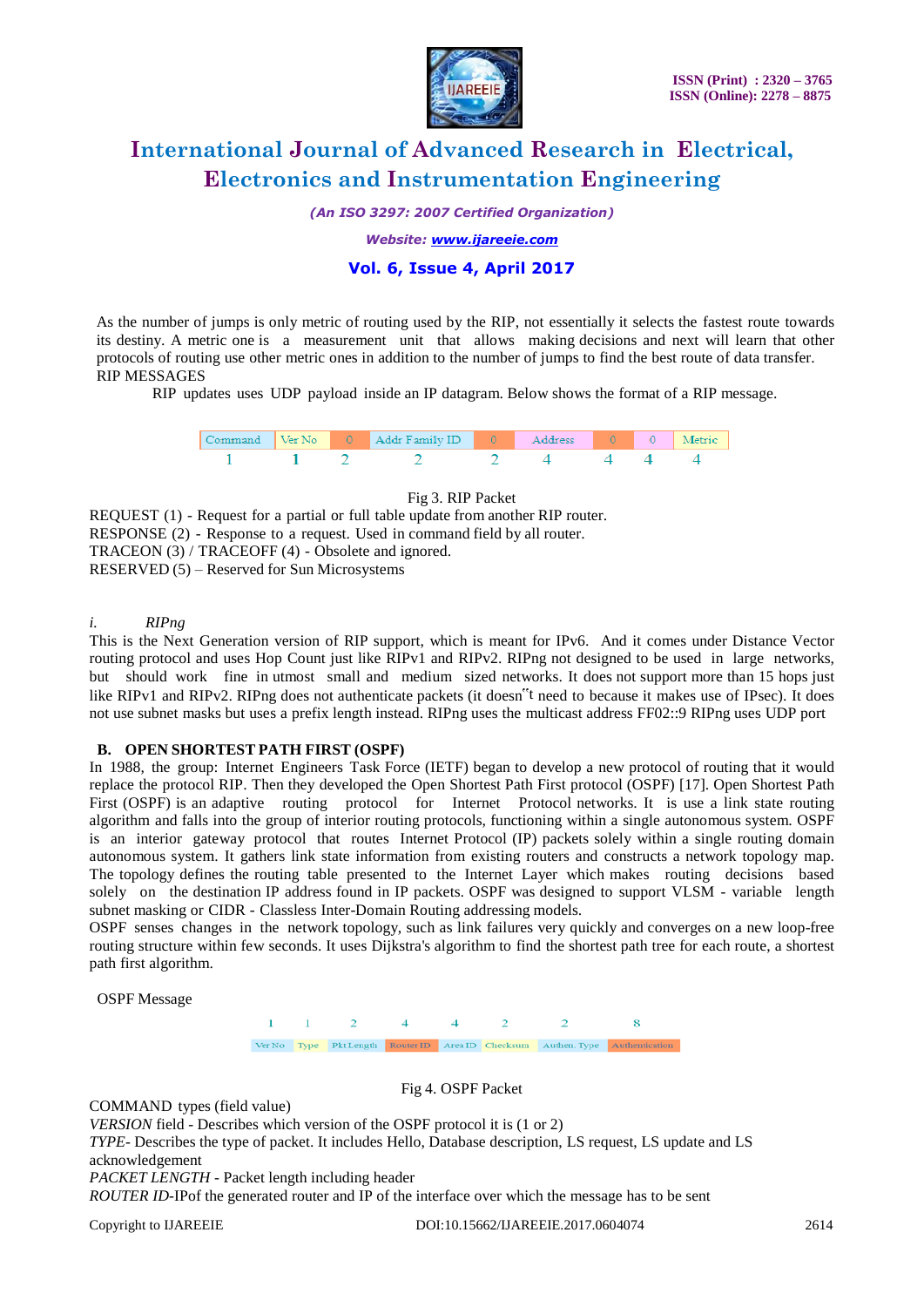As the number of jumps is only metric of routing used by the RIP, not essentially it selects the fastest route towards its destiny. A metric one is a measurement unit that allows making decisions and next will learn that other protocols of routing use other metric ones in addition to the number of jumps to find the best route of data transfer.
RIP MESSAGES

RIP updates uses UDP payload inside an IP datagram. Below shows the format of a RIP message.

| Command | Ver No | 0 | Addr Family ID | 0 | Address | 0 | 0 | Metric |
|---|---|---|---|---|---|---|---|---|
| 1 | 1 | 2 | 2 | 2 | 4 | 4 | 4 | 4 |

Fig 3. RIP Packet

REQUEST (1) - Request for a partial or full table update from another RIP router.
RESPONSE (2) - Response to a request. Used in command field by all router.
TRACEON (3) / TRACEOFF (4) - Obsolete and ignored.
RESERVED (5) – Reserved for Sun Microsystems

### *i. RIPng*

This is the Next Generation version of RIP support, which is meant for IPv6. And it comes under Distance Vector routing protocol and uses Hop Count just like RIPv1 and RIPv2. RIPng not designed to be used in large networks, but should work fine in utmost small and medium sized networks. It does not support more than 15 hops just like RIPv1 and RIPv2. RIPng does not authenticate packets (it doesn"t need to because it makes use of IPsec). It does not use subnet masks but uses a prefix length instead. RIPng uses the multicast address FF02::9 RIPng uses UDP port

### **B. OPEN SHORTEST PATH FIRST (OSPF)**

In 1988, the group: Internet Engineers Task Force (IETF) began to develop a new protocol of routing that it would replace the protocol RIP. Then they developed the Open Shortest Path First protocol (OSPF) [17]. Open Shortest Path First (OSPF) is an adaptive routing protocol for Internet Protocol networks. It is use a link state routing algorithm and falls into the group of interior routing protocols, functioning within a single autonomous system. OSPF is an interior gateway protocol that routes Internet Protocol (IP) packets solely within a single routing domain autonomous system. It gathers link state information from existing routers and constructs a network topology map. The topology defines the routing table presented to the Internet Layer which makes routing decisions based solely on the destination IP address found in IP packets. OSPF was designed to support VLSM - variable length subnet masking or CIDR - Classless Inter-Domain Routing addressing models.
OSPF senses changes in the network topology, such as link failures very quickly and converges on a new loop-free routing structure within few seconds. It uses Dijkstra's algorithm to find the shortest path tree for each route, a shortest path first algorithm.

OSPF Message

| Ver No | Type | Pkt Length | Router ID | Area ID | Checksum | Authen. Type | Authentication |
|---|---|---|---|---|---|---|---|
| 1 | 1 | 2 | 4 | 4 | 2 | 2 | 8 |

Fig 4. OSPF Packet

COMMAND types (field value)
*VERSION* field - Describes which version of the OSPF protocol it is (1 or 2)
*TYPE*- Describes the type of packet. It includes Hello, Database description, LS request, LS update and LS acknowledgement
*PACKET LENGTH* - Packet length including header
*ROUTER ID*-IPof the generated router and IP of the interface over which the message has to be sent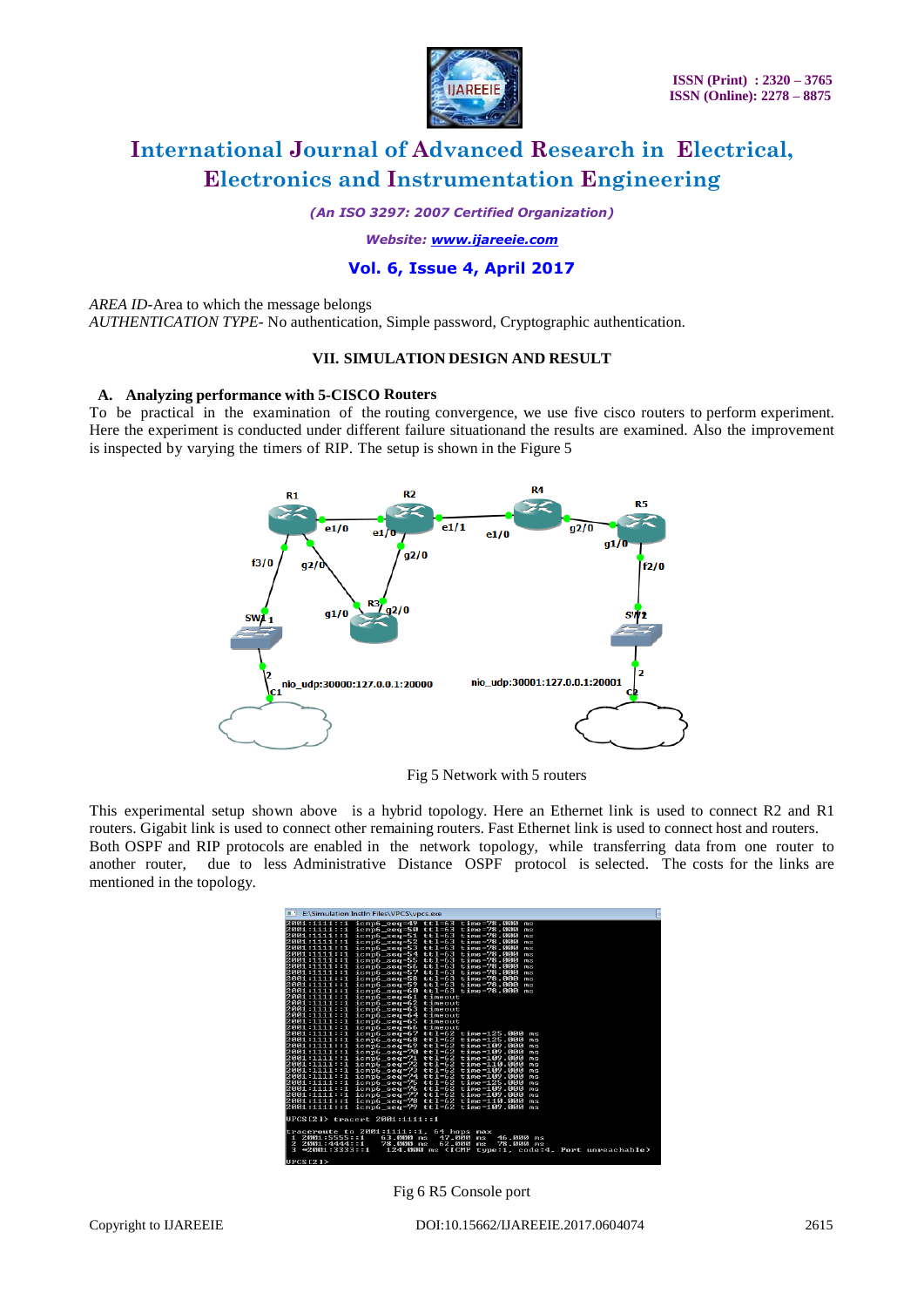*AREA ID*-Area to which the message belongs
*AUTHENTICATION TYPE*- No authentication, Simple password, Cryptographic authentication.

## VII. SIMULATION DESIGN AND RESULT

### A. Analyzing performance with 5-CISCO Routers

To be practical in the examination of the routing convergence, we use five cisco routers to perform experiment. Here the experiment is conducted under different failure situationand the results are examined. Also the improvement is inspected by varying the timers of RIP. The setup is shown in the Figure 5

Fig 5 Network with 5 routers

This experimental setup shown above is a hybrid topology. Here an Ethernet link is used to connect R2 and R1 routers. Gigabit link is used to connect other remaining routers. Fast Ethernet link is used to connect host and routers. Both OSPF and RIP protocols are enabled in the network topology, while transferring data from one router to another router, due to less Administrative Distance OSPF protocol is selected. The costs for the links are mentioned in the topology.

Fig 6 R5 Console port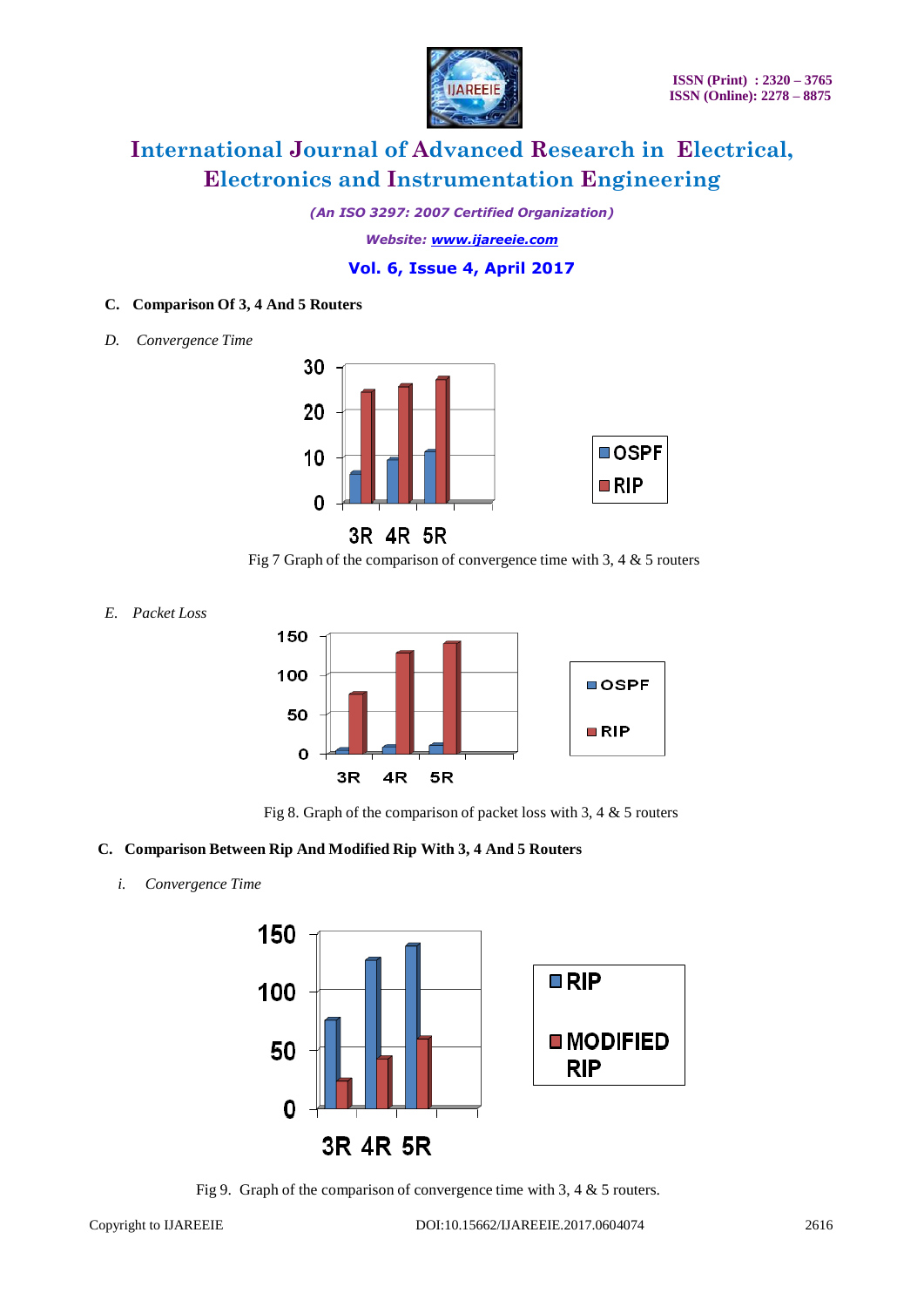### C. Comparison Of 3, 4 And 5 Routers

*D. Convergence Time*

Fig 7 Graph of the comparison of convergence time with 3, 4 & 5 routers

*E. Packet Loss*

Fig 8. Graph of the comparison of packet loss with 3, 4 & 5 routers

### C. Comparison Between Rip And Modified Rip With 3, 4 And 5 Routers

*i. Convergence Time*

Fig 9. Graph of the comparison of convergence time with 3, 4 & 5 routers.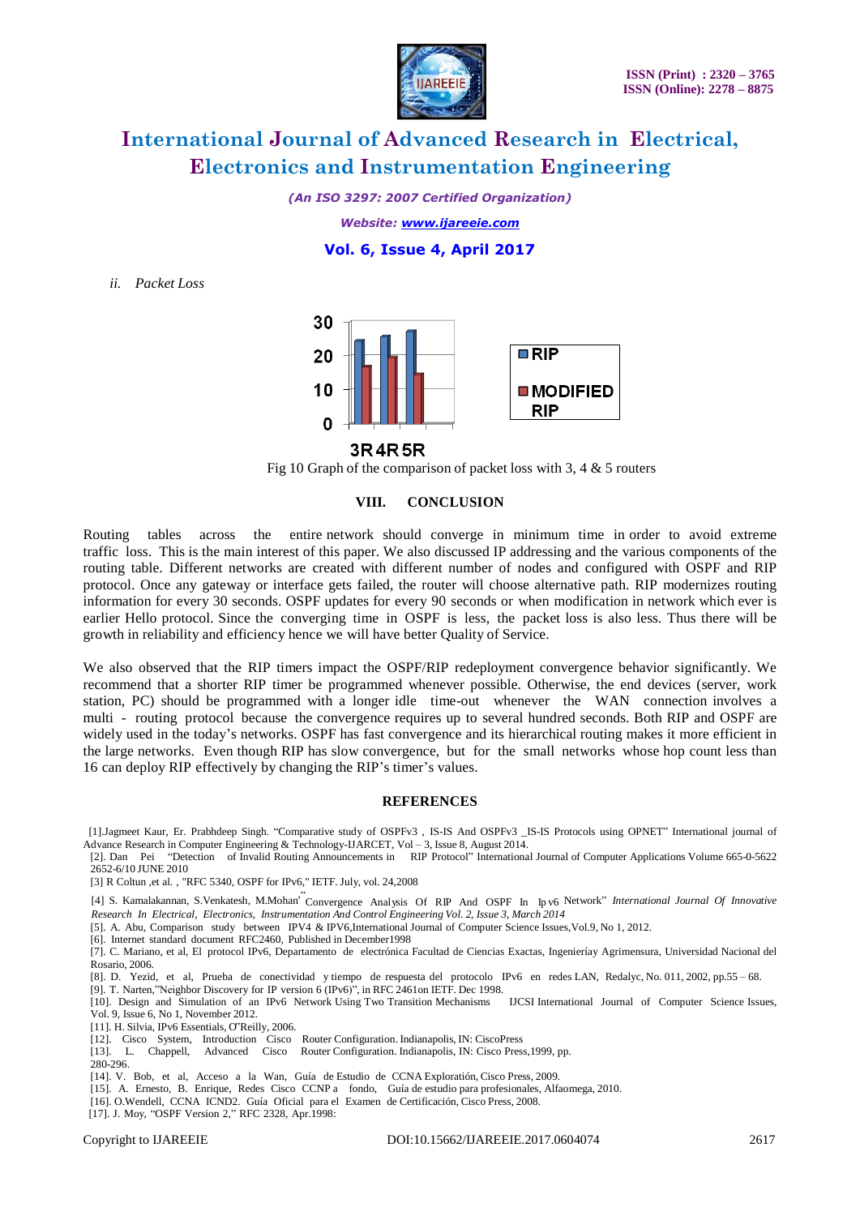*ii. Packet Loss*

30
20
10
0

RIP
MODIFIED RIP

3R 4R 5R

Fig 10 Graph of the comparison of packet loss with 3, 4 & 5 routers

## VIII. CONCLUSION

Routing tables across the entire network should converge in minimum time in order to avoid extreme traffic loss. This is the main interest of this paper. We also discussed IP addressing and the various components of the routing table. Different networks are created with different number of nodes and configured with OSPF and RIP protocol. Once any gateway or interface gets failed, the router will choose alternative path. RIP modernizes routing information for every 30 seconds. OSPF updates for every 90 seconds or when modification in network which ever is earlier Hello protocol. Since the converging time in OSPF is less, the packet loss is also less. Thus there will be growth in reliability and efficiency hence we will have better Quality of Service.

We also observed that the RIP timers impact the OSPF/RIP redeployment convergence behavior significantly. We recommend that a shorter RIP timer be programmed whenever possible. Otherwise, the end devices (server, work station, PC) should be programmed with a longer idle time-out whenever the WAN connection involves a multi - routing protocol because the convergence requires up to several hundred seconds. Both RIP and OSPF are widely used in the today's networks. OSPF has fast convergence and its hierarchical routing makes it more efficient in the large networks. Even though RIP has slow convergence, but for the small networks whose hop count less than 16 can deploy RIP effectively by changing the RIP's timer's values.

## REFERENCES

[1].Jagmeet Kaur, Er. Prabhdeep Singh. "Comparative study of OSPFv3 , IS-IS And OSPFv3 _IS-IS Protocols using OPNET" International journal of Advance Research in Computer Engineering & Technology-IJARCET, Vol – 3, Issue 8, August 2014.

[2]. Dan Pei "Detection of Invalid Routing Announcements in RIP Protocol" International Journal of Computer Applications Volume 665-0-5622 2652-6/10 JUNE 2010

[3] R Coltun ,et al. , "RFC 5340, OSPF for IPv6," IETF. July, vol. 24,2008

[4] S. Kamalakannan, S.Venkatesh, M.Mohan"Convergence Analysis Of RIP And OSPF In Ipv6 Network" *International Journal Of Innovative Research In Electrical, Electronics, Instrumentation And Control Engineering Vol. 2, Issue 3, March 2014*

[5]. A. Abu, Comparison study between IPV4 & IPV6,International Journal of Computer Science Issues,Vol.9, No 1, 2012.

[6]. Internet standard document RFC2460, Published in December1998

[7]. C. Mariano, et al, El protocol IPv6, Departamento de electrónica Facultad de Ciencias Exactas, Ingeniería y Agrimensura, Universidad Nacional del Rosario, 2006.

[8]. D. Yezid, et al, Prueba de conectividad y tiempo de respuesta del protocolo IPv6 en redes LAN, Redalyc, No. 011, 2002, pp.55 – 68.

[9]. T. Narten,"Neighbor Discovery for IP version 6 (IPv6)", in RFC 2461on IETF. Dec 1998.

[10]. Design and Simulation of an IPv6 Network Using Two Transition Mechanisms IJCSI International Journal of Computer Science Issues, Vol. 9, Issue 6, No 1, November 2012.

[11]. H. Silvia, IPv6 Essentials, O'Reilly, 2006.

[12]. Cisco System, Introduction Cisco Router Configuration. Indianapolis, IN: CiscoPress

[13]. L. Chappell, Advanced Cisco Router Configuration. Indianapolis, IN: Cisco Press,1999, pp. 280-296.

[14]. V. Bob, et al, Acceso a la Wan, Guía de Estudio de CCNA Exploratión, Cisco Press, 2009.

[15]. A. Ernesto, B. Enrique, Redes Cisco CCNP a fondo, Guía de estudio para profesionales, Alfaomega, 2010.

[16]. O.Wendell, CCNA ICND2. Guía Oficial para el Examen de Certificación, Cisco Press, 2008.

[17]. J. Moy, "OSPF Version 2," RFC 2328, Apr.1998: